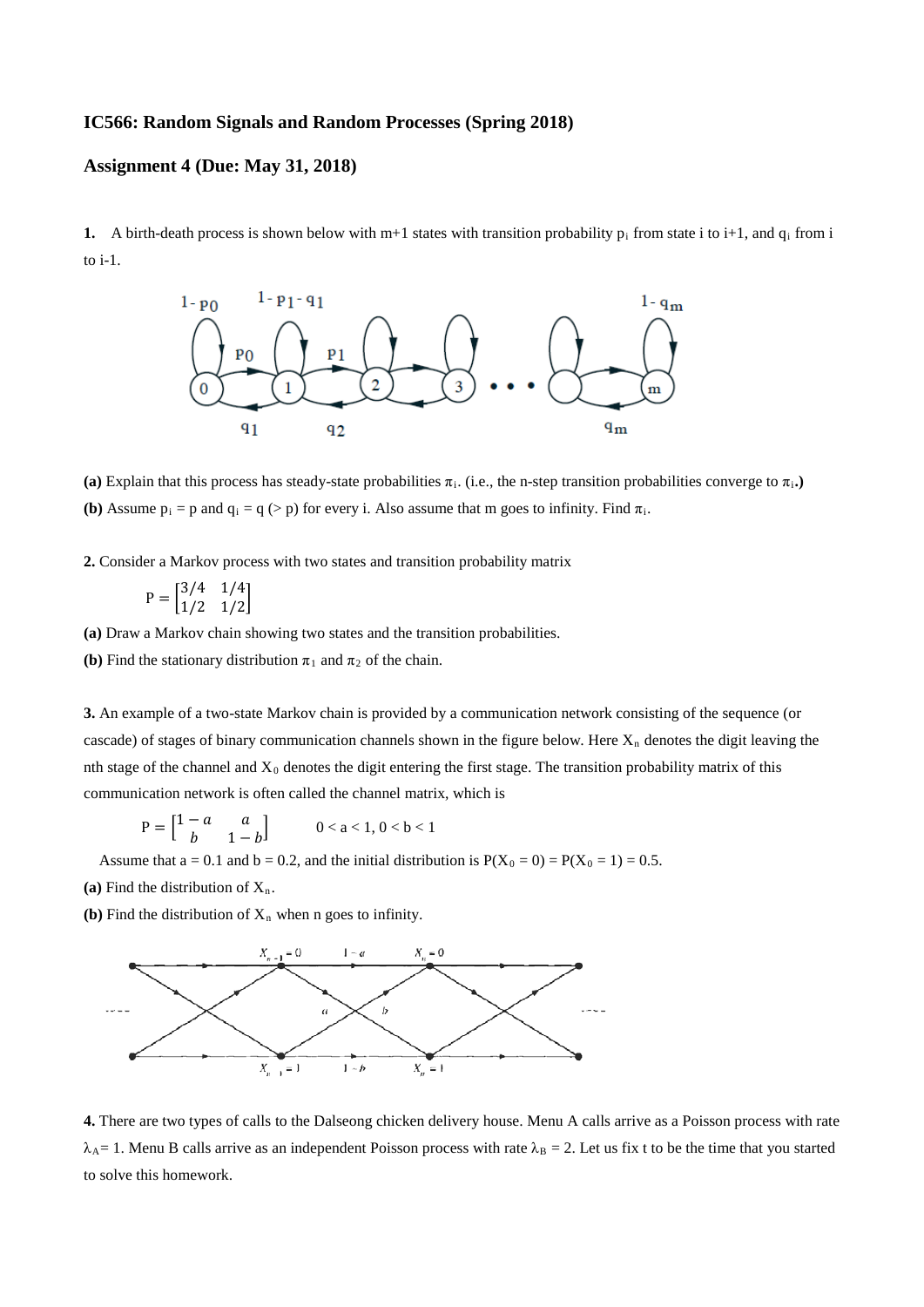**IC566: Random Signals and Random Processes (Spring 2018)**

**Assignment 4 (Due: May 31, 2018)**

**1.** A birth-death process is shown below with m+1 states with transition probability $p_i$ from state i to i+1, and $q_i$ from i to i-1.

**(a)** Explain that this process has steady-state probabilities $\pi_i$. (i.e., the n-step transition probabilities converge to $\pi_i$.**)**

**(b)** Assume $p_i = p$ and $q_i = q$ (> p) for every i. Also assume that m goes to infinity. Find $\pi_i$.

**2.** Consider a Markov process with two states and transition probability matrix

$$P = \begin{bmatrix} 3/4 & 1/4 \\ 1/2 & 1/2 \end{bmatrix}$$

**(a)** Draw a Markov chain showing two states and the transition probabilities.

**(b)** Find the stationary distribution $\pi_1$ and $\pi_2$ of the chain.

**3.** An example of a two-state Markov chain is provided by a communication network consisting of the sequence (or cascade) of stages of binary communication channels shown in the figure below. Here $X_n$ denotes the digit leaving the nth stage of the channel and $X_0$ denotes the digit entering the first stage. The transition probability matrix of this communication network is often called the channel matrix, which is

$$P = \begin{bmatrix} 1-a & a \\ b & 1-b \end{bmatrix} \qquad 0 < a < 1, 0 < b < 1$$

Assume that a = 0.1 and b = 0.2, and the initial distribution is $P(X_0 = 0) = P(X_0 = 1) = 0.5$.

**(a)** Find the distribution of $X_n$.

**(b)** Find the distribution of $X_n$ when n goes to infinity.

**4.** There are two types of calls to the Dalseong chicken delivery house. Menu A calls arrive as a Poisson process with rate $\lambda_A = 1$. Menu B calls arrive as an independent Poisson process with rate $\lambda_B = 2$. Let us fix t to be the time that you started to solve this homework.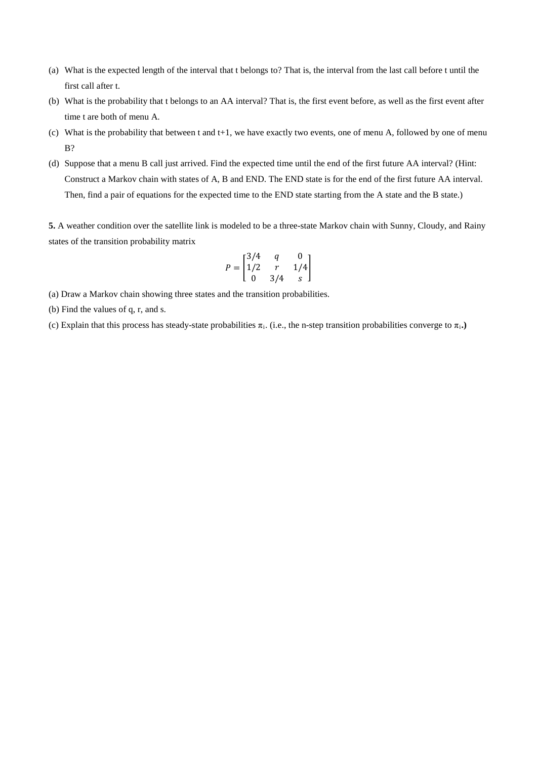(a) What is the expected length of the interval that t belongs to? That is, the interval from the last call before t until the first call after t.

(b) What is the probability that t belongs to an AA interval? That is, the first event before, as well as the first event after time t are both of menu A.

(c) What is the probability that between t and t+1, we have exactly two events, one of menu A, followed by one of menu B?

(d) Suppose that a menu B call just arrived. Find the expected time until the end of the first future AA interval? (Hint: Construct a Markov chain with states of A, B and END. The END state is for the end of the first future AA interval. Then, find a pair of equations for the expected time to the END state starting from the A state and the B state.)

**5.** A weather condition over the satellite link is modeled to be a three-state Markov chain with Sunny, Cloudy, and Rainy states of the transition probability matrix

$$P = \begin{bmatrix} 3/4 & q & 0 \\ 1/2 & r & 1/4 \\ 0 & 3/4 & s \end{bmatrix}$$

(a) Draw a Markov chain showing three states and the transition probabilities.

(b) Find the values of q, r, and s.

(c) Explain that this process has steady-state probabilities $\pi_i$. (i.e., the n-step transition probabilities converge to $\pi_i$.)